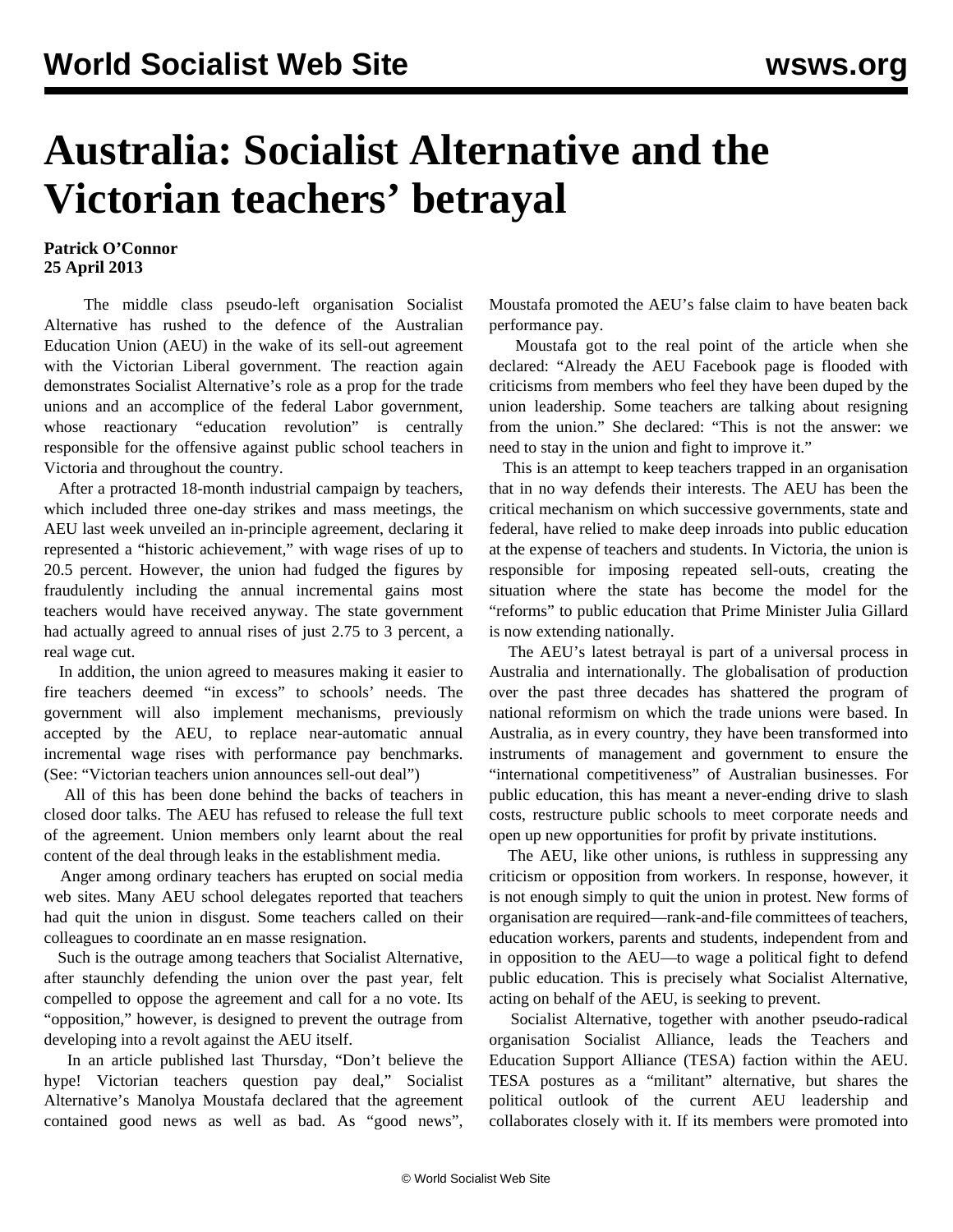# Australia: Socialist Alternative and the Victorian teachers' betrayal

**Patrick O'Connor**
**25 April 2013**

The middle class pseudo-left organisation Socialist Alternative has rushed to the defence of the Australian Education Union (AEU) in the wake of its sell-out agreement with the Victorian Liberal government. The reaction again demonstrates Socialist Alternative's role as a prop for the trade unions and an accomplice of the federal Labor government, whose reactionary "education revolution" is centrally responsible for the offensive against public school teachers in Victoria and throughout the country.

After a protracted 18-month industrial campaign by teachers, which included three one-day strikes and mass meetings, the AEU last week unveiled an in-principle agreement, declaring it represented a "historic achievement," with wage rises of up to 20.5 percent. However, the union had fudged the figures by fraudulently including the annual incremental gains most teachers would have received anyway. The state government had actually agreed to annual rises of just 2.75 to 3 percent, a real wage cut.

In addition, the union agreed to measures making it easier to fire teachers deemed "in excess" to schools' needs. The government will also implement mechanisms, previously accepted by the AEU, to replace near-automatic annual incremental wage rises with performance pay benchmarks. (See: "Victorian teachers union announces sell-out deal")

All of this has been done behind the backs of teachers in closed door talks. The AEU has refused to release the full text of the agreement. Union members only learnt about the real content of the deal through leaks in the establishment media.

Anger among ordinary teachers has erupted on social media web sites. Many AEU school delegates reported that teachers had quit the union in disgust. Some teachers called on their colleagues to coordinate an en masse resignation.

Such is the outrage among teachers that Socialist Alternative, after staunchly defending the union over the past year, felt compelled to oppose the agreement and call for a no vote. Its "opposition," however, is designed to prevent the outrage from developing into a revolt against the AEU itself.

In an article published last Thursday, "Don't believe the hype! Victorian teachers question pay deal," Socialist Alternative's Manolya Moustafa declared that the agreement contained good news as well as bad. As "good news", Moustafa promoted the AEU's false claim to have beaten back performance pay.

Moustafa got to the real point of the article when she declared: "Already the AEU Facebook page is flooded with criticisms from members who feel they have been duped by the union leadership. Some teachers are talking about resigning from the union." She declared: "This is not the answer: we need to stay in the union and fight to improve it."

This is an attempt to keep teachers trapped in an organisation that in no way defends their interests. The AEU has been the critical mechanism on which successive governments, state and federal, have relied to make deep inroads into public education at the expense of teachers and students. In Victoria, the union is responsible for imposing repeated sell-outs, creating the situation where the state has become the model for the "reforms" to public education that Prime Minister Julia Gillard is now extending nationally.

The AEU's latest betrayal is part of a universal process in Australia and internationally. The globalisation of production over the past three decades has shattered the program of national reformism on which the trade unions were based. In Australia, as in every country, they have been transformed into instruments of management and government to ensure the "international competitiveness" of Australian businesses. For public education, this has meant a never-ending drive to slash costs, restructure public schools to meet corporate needs and open up new opportunities for profit by private institutions.

The AEU, like other unions, is ruthless in suppressing any criticism or opposition from workers. In response, however, it is not enough simply to quit the union in protest. New forms of organisation are required—rank-and-file committees of teachers, education workers, parents and students, independent from and in opposition to the AEU—to wage a political fight to defend public education. This is precisely what Socialist Alternative, acting on behalf of the AEU, is seeking to prevent.

Socialist Alternative, together with another pseudo-radical organisation Socialist Alliance, leads the Teachers and Education Support Alliance (TESA) faction within the AEU. TESA postures as a "militant" alternative, but shares the political outlook of the current AEU leadership and collaborates closely with it. If its members were promoted into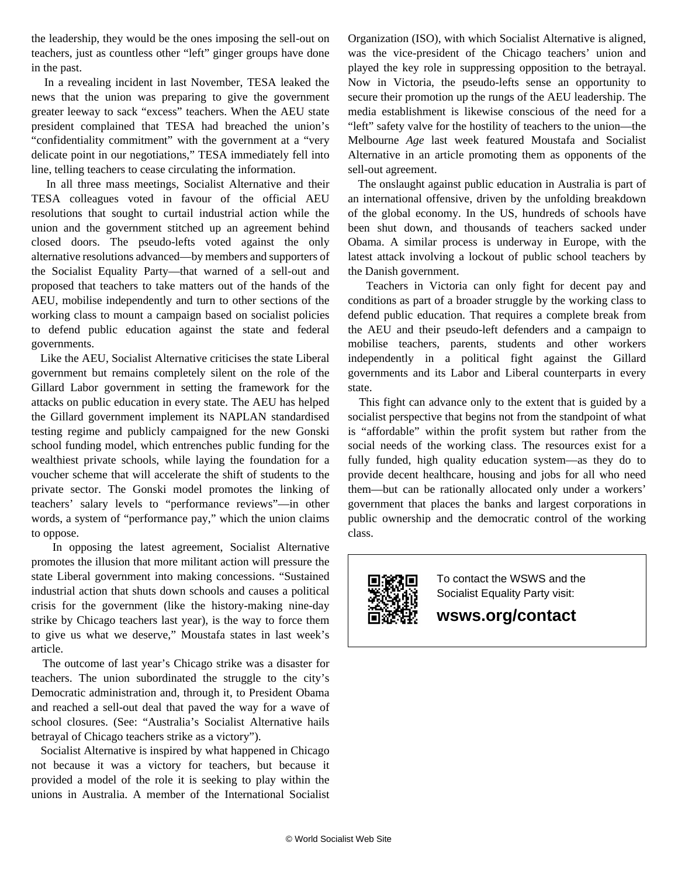the leadership, they would be the ones imposing the sell-out on teachers, just as countless other "left" ginger groups have done in the past.

In a revealing incident in last November, TESA leaked the news that the union was preparing to give the government greater leeway to sack "excess" teachers. When the AEU state president complained that TESA had breached the union's "confidentiality commitment" with the government at a "very delicate point in our negotiations," TESA immediately fell into line, telling teachers to cease circulating the information.

In all three mass meetings, Socialist Alternative and their TESA colleagues voted in favour of the official AEU resolutions that sought to curtail industrial action while the union and the government stitched up an agreement behind closed doors. The pseudo-lefts voted against the only alternative resolutions advanced—by members and supporters of the Socialist Equality Party—that warned of a sell-out and proposed that teachers to take matters out of the hands of the AEU, mobilise independently and turn to other sections of the working class to mount a campaign based on socialist policies to defend public education against the state and federal governments.

Like the AEU, Socialist Alternative criticises the state Liberal government but remains completely silent on the role of the Gillard Labor government in setting the framework for the attacks on public education in every state. The AEU has helped the Gillard government implement its NAPLAN standardised testing regime and publicly campaigned for the new Gonski school funding model, which entrenches public funding for the wealthiest private schools, while laying the foundation for a voucher scheme that will accelerate the shift of students to the private sector. The Gonski model promotes the linking of teachers' salary levels to "performance reviews"—in other words, a system of "performance pay," which the union claims to oppose.

In opposing the latest agreement, Socialist Alternative promotes the illusion that more militant action will pressure the state Liberal government into making concessions. "Sustained industrial action that shuts down schools and causes a political crisis for the government (like the history-making nine-day strike by Chicago teachers last year), is the way to force them to give us what we deserve," Moustafa states in last week's article.

The outcome of last year's Chicago strike was a disaster for teachers. The union subordinated the struggle to the city's Democratic administration and, through it, to President Obama and reached a sell-out deal that paved the way for a wave of school closures. (See: "Australia's Socialist Alternative hails betrayal of Chicago teachers strike as a victory").

Socialist Alternative is inspired by what happened in Chicago not because it was a victory for teachers, but because it provided a model of the role it is seeking to play within the unions in Australia. A member of the International Socialist Organization (ISO), with which Socialist Alternative is aligned, was the vice-president of the Chicago teachers' union and played the key role in suppressing opposition to the betrayal. Now in Victoria, the pseudo-lefts sense an opportunity to secure their promotion up the rungs of the AEU leadership. The media establishment is likewise conscious of the need for a "left" safety valve for the hostility of teachers to the union—the Melbourne *Age* last week featured Moustafa and Socialist Alternative in an article promoting them as opponents of the sell-out agreement.

The onslaught against public education in Australia is part of an international offensive, driven by the unfolding breakdown of the global economy. In the US, hundreds of schools have been shut down, and thousands of teachers sacked under Obama. A similar process is underway in Europe, with the latest attack involving a lockout of public school teachers by the Danish government.

Teachers in Victoria can only fight for decent pay and conditions as part of a broader struggle by the working class to defend public education. That requires a complete break from the AEU and their pseudo-left defenders and a campaign to mobilise teachers, parents, students and other workers independently in a political fight against the Gillard governments and its Labor and Liberal counterparts in every state.

This fight can advance only to the extent that is guided by a socialist perspective that begins not from the standpoint of what is "affordable" within the profit system but rather from the social needs of the working class. The resources exist for a fully funded, high quality education system—as they do to provide decent healthcare, housing and jobs for all who need them—but can be rationally allocated only under a workers' government that places the banks and largest corporations in public ownership and the democratic control of the working class.

To contact the WSWS and the Socialist Equality Party visit:

**wsws.org/contact**